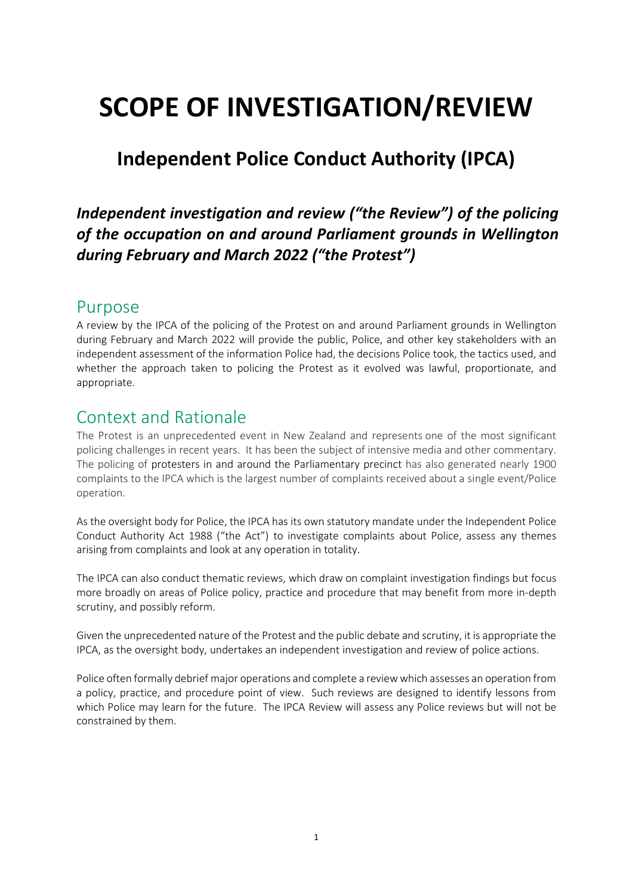# SCOPE OF INVESTIGATION/REVIEW

## Independent Police Conduct Authority (IPCA)

### *Independent investigation and review ("the Review") of the policing of the occupation on and around Parliament grounds in Wellington during February and March 2022 ("the Protest")*

## Purpose

A review by the IPCA of the policing of the Protest on and around Parliament grounds in Wellington during February and March 2022 will provide the public, Police, and other key stakeholders with an independent assessment of the information Police had, the decisions Police took, the tactics used, and whether the approach taken to policing the Protest as it evolved was lawful, proportionate, and appropriate.

## Context and Rationale

The Protest is an unprecedented event in New Zealand and represents one of the most significant policing challenges in recent years. It has been the subject of intensive media and other commentary. The policing of protesters in and around the Parliamentary precinct has also generated nearly 1900 complaints to the IPCA which is the largest number of complaints received about a single event/Police operation.

As the oversight body for Police, the IPCA has its own statutory mandate under the Independent Police Conduct Authority Act 1988 ("the Act") to investigate complaints about Police, assess any themes arising from complaints and look at any operation in totality.

The IPCA can also conduct thematic reviews, which draw on complaint investigation findings but focus more broadly on areas of Police policy, practice and procedure that may benefit from more in-depth scrutiny, and possibly reform.

Given the unprecedented nature of the Protest and the public debate and scrutiny, it is appropriate the IPCA, as the oversight body, undertakes an independent investigation and review of police actions.

Police often formally debrief major operations and complete a review which assesses an operation from a policy, practice, and procedure point of view. Such reviews are designed to identify lessons from which Police may learn for the future. The IPCA Review will assess any Police reviews but will not be constrained by them.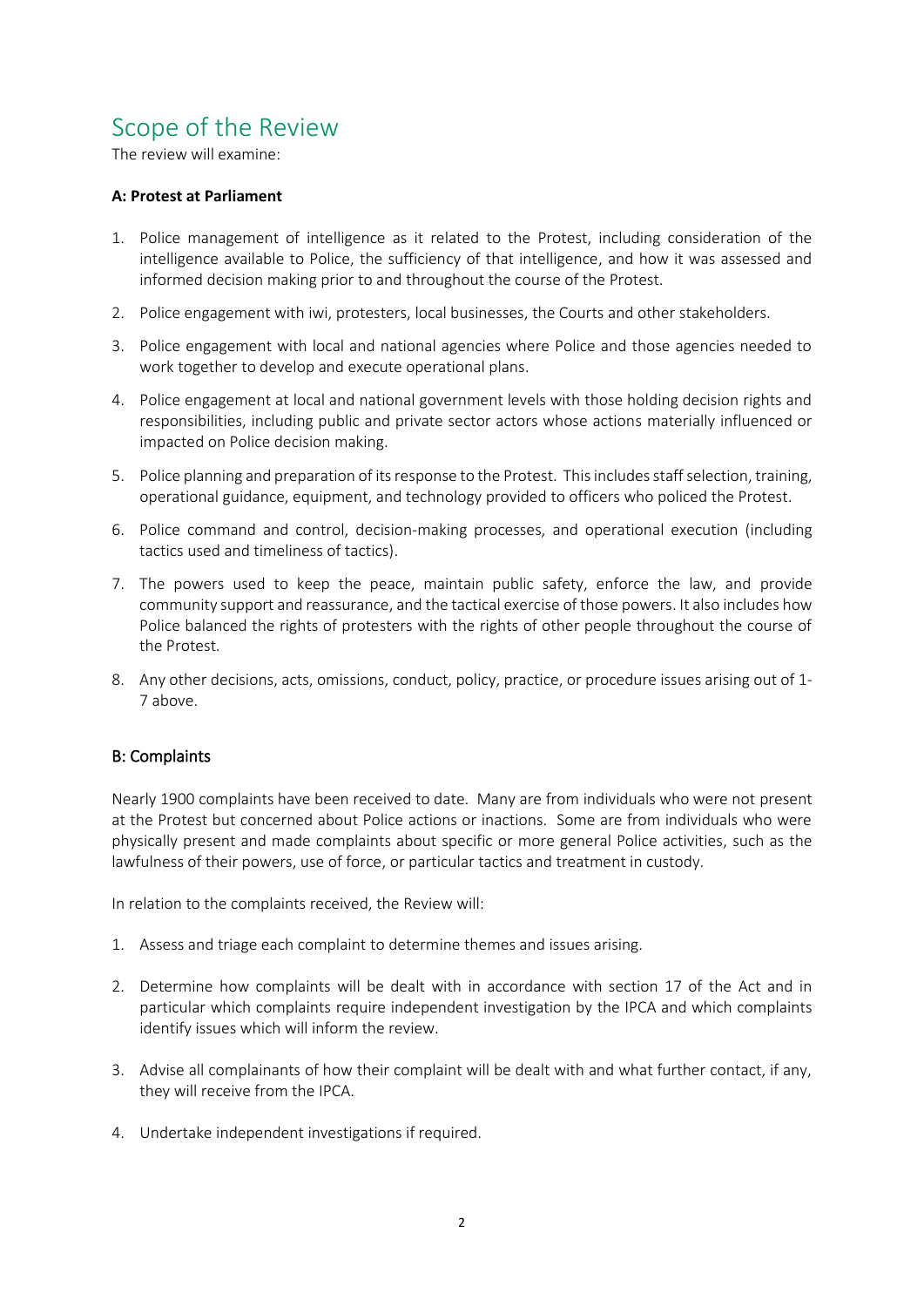# Scope of the Review

The review will examine:

**A: Protest at Parliament**

1. Police management of intelligence as it related to the Protest, including consideration of the intelligence available to Police, the sufficiency of that intelligence, and how it was assessed and informed decision making prior to and throughout the course of the Protest.

2. Police engagement with iwi, protesters, local businesses, the Courts and other stakeholders.

3. Police engagement with local and national agencies where Police and those agencies needed to work together to develop and execute operational plans.

4. Police engagement at local and national government levels with those holding decision rights and responsibilities, including public and private sector actors whose actions materially influenced or impacted on Police decision making.

5. Police planning and preparation of its response to the Protest. This includes staff selection, training, operational guidance, equipment, and technology provided to officers who policed the Protest.

6. Police command and control, decision-making processes, and operational execution (including tactics used and timeliness of tactics).

7. The powers used to keep the peace, maintain public safety, enforce the law, and provide community support and reassurance, and the tactical exercise of those powers. It also includes how Police balanced the rights of protesters with the rights of other people throughout the course of the Protest.

8. Any other decisions, acts, omissions, conduct, policy, practice, or procedure issues arising out of 1-7 above.

## B: Complaints

Nearly 1900 complaints have been received to date. Many are from individuals who were not present at the Protest but concerned about Police actions or inactions. Some are from individuals who were physically present and made complaints about specific or more general Police activities, such as the lawfulness of their powers, use of force, or particular tactics and treatment in custody.

In relation to the complaints received, the Review will:

1. Assess and triage each complaint to determine themes and issues arising.

2. Determine how complaints will be dealt with in accordance with section 17 of the Act and in particular which complaints require independent investigation by the IPCA and which complaints identify issues which will inform the review.

3. Advise all complainants of how their complaint will be dealt with and what further contact, if any, they will receive from the IPCA.

4. Undertake independent investigations if required.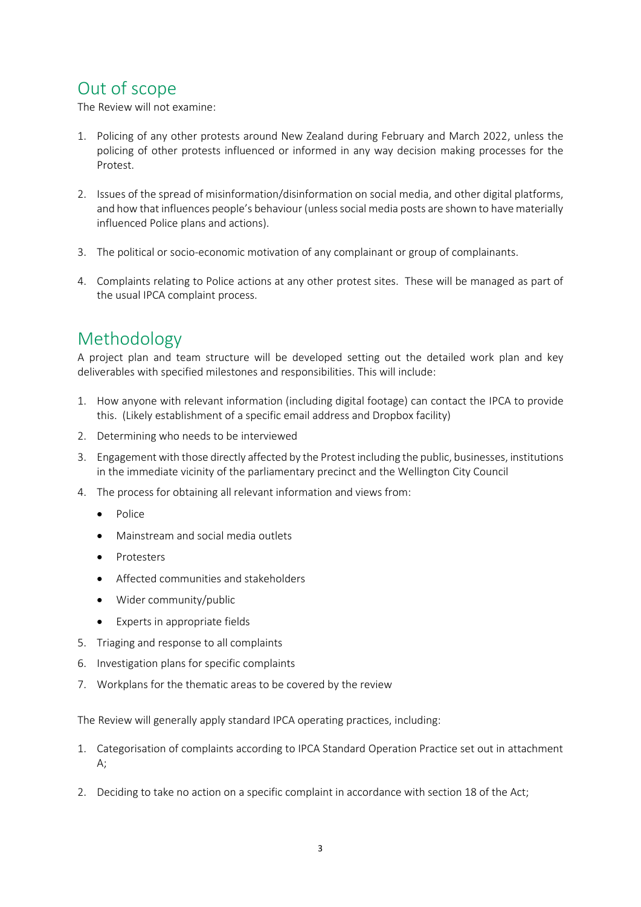## Out of scope

The Review will not examine:

1. Policing of any other protests around New Zealand during February and March 2022, unless the policing of other protests influenced or informed in any way decision making processes for the Protest.

2. Issues of the spread of misinformation/disinformation on social media, and other digital platforms, and how that influences people's behaviour (unless social media posts are shown to have materially influenced Police plans and actions).

3. The political or socio-economic motivation of any complainant or group of complainants.

4. Complaints relating to Police actions at any other protest sites. These will be managed as part of the usual IPCA complaint process.

## Methodology

A project plan and team structure will be developed setting out the detailed work plan and key deliverables with specified milestones and responsibilities. This will include:

1. How anyone with relevant information (including digital footage) can contact the IPCA to provide this. (Likely establishment of a specific email address and Dropbox facility)
2. Determining who needs to be interviewed
3. Engagement with those directly affected by the Protest including the public, businesses, institutions in the immediate vicinity of the parliamentary precinct and the Wellington City Council
4. The process for obtaining all relevant information and views from:
   - Police
   - Mainstream and social media outlets
   - Protesters
   - Affected communities and stakeholders
   - Wider community/public
   - Experts in appropriate fields
5. Triaging and response to all complaints
6. Investigation plans for specific complaints
7. Workplans for the thematic areas to be covered by the review

The Review will generally apply standard IPCA operating practices, including:

1. Categorisation of complaints according to IPCA Standard Operation Practice set out in attachment A;

2. Deciding to take no action on a specific complaint in accordance with section 18 of the Act;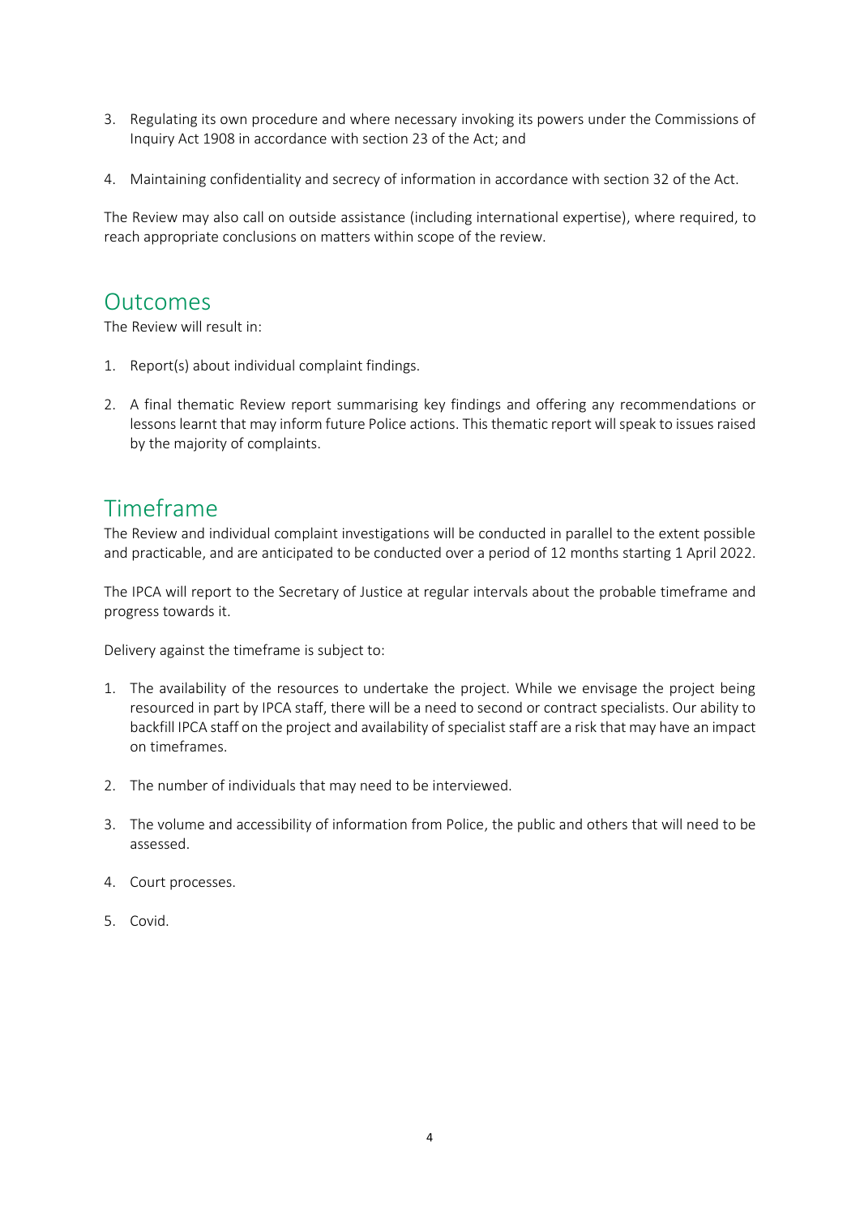3. Regulating its own procedure and where necessary invoking its powers under the Commissions of Inquiry Act 1908 in accordance with section 23 of the Act; and
4. Maintaining confidentiality and secrecy of information in accordance with section 32 of the Act.

The Review may also call on outside assistance (including international expertise), where required, to reach appropriate conclusions on matters within scope of the review.

## Outcomes

The Review will result in:

1. Report(s) about individual complaint findings.
2. A final thematic Review report summarising key findings and offering any recommendations or lessons learnt that may inform future Police actions. This thematic report will speak to issues raised by the majority of complaints.

## Timeframe

The Review and individual complaint investigations will be conducted in parallel to the extent possible and practicable, and are anticipated to be conducted over a period of 12 months starting 1 April 2022.

The IPCA will report to the Secretary of Justice at regular intervals about the probable timeframe and progress towards it.

Delivery against the timeframe is subject to:

1. The availability of the resources to undertake the project. While we envisage the project being resourced in part by IPCA staff, there will be a need to second or contract specialists. Our ability to backfill IPCA staff on the project and availability of specialist staff are a risk that may have an impact on timeframes.
2. The number of individuals that may need to be interviewed.
3. The volume and accessibility of information from Police, the public and others that will need to be assessed.
4. Court processes.
5. Covid.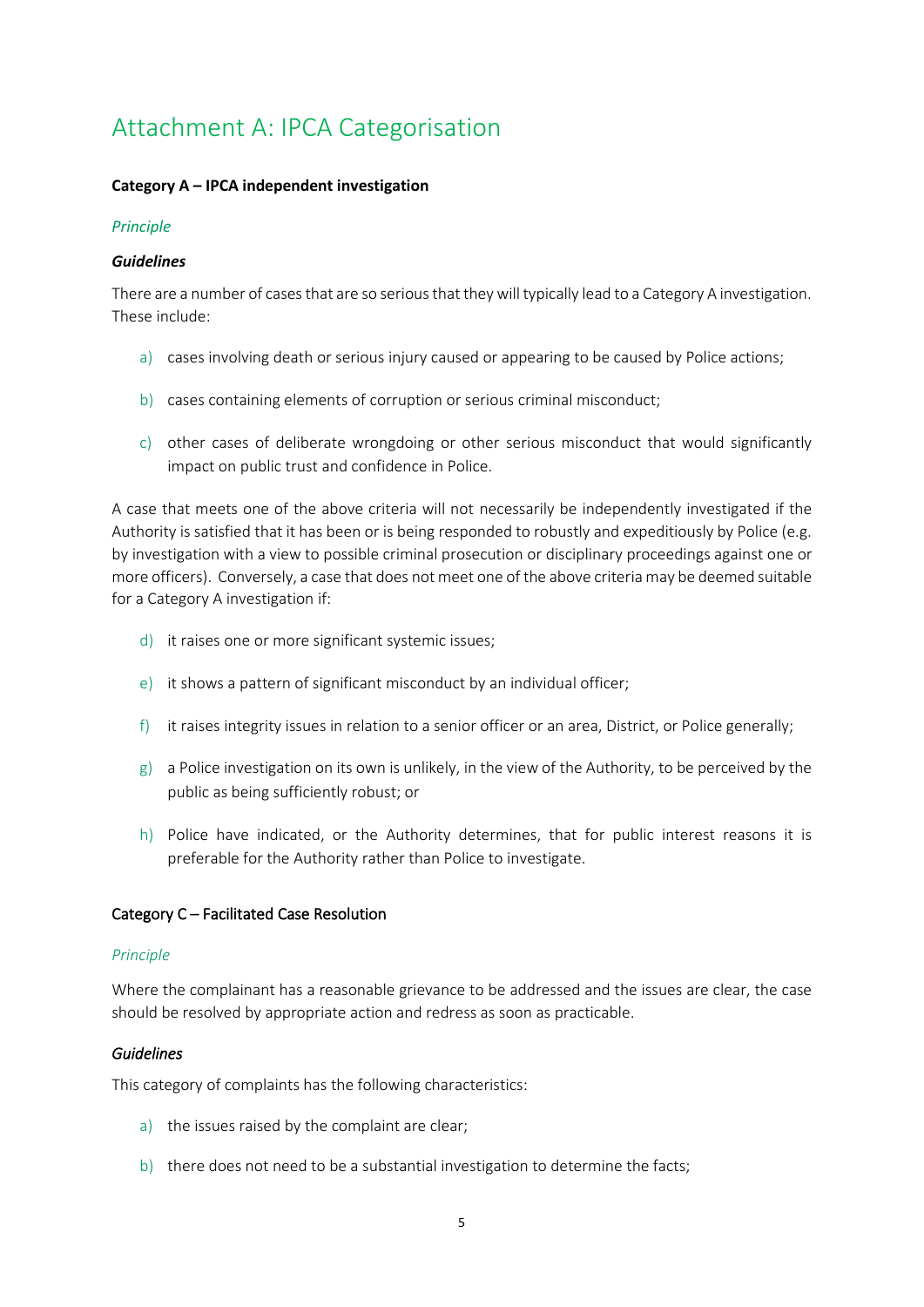# Attachment A: IPCA Categorisation

**Category A – IPCA independent investigation**

*Principle*

***Guidelines***

There are a number of cases that are so serious that they will typically lead to a Category A investigation. These include:

a) cases involving death or serious injury caused or appearing to be caused by Police actions;

b) cases containing elements of corruption or serious criminal misconduct;

c) other cases of deliberate wrongdoing or other serious misconduct that would significantly impact on public trust and confidence in Police.

A case that meets one of the above criteria will not necessarily be independently investigated if the Authority is satisfied that it has been or is being responded to robustly and expeditiously by Police (e.g. by investigation with a view to possible criminal prosecution or disciplinary proceedings against one or more officers). Conversely, a case that does not meet one of the above criteria may be deemed suitable for a Category A investigation if:

d) it raises one or more significant systemic issues;

e) it shows a pattern of significant misconduct by an individual officer;

f) it raises integrity issues in relation to a senior officer or an area, District, or Police generally;

g) a Police investigation on its own is unlikely, in the view of the Authority, to be perceived by the public as being sufficiently robust; or

h) Police have indicated, or the Authority determines, that for public interest reasons it is preferable for the Authority rather than Police to investigate.

Category C – Facilitated Case Resolution

*Principle*

Where the complainant has a reasonable grievance to be addressed and the issues are clear, the case should be resolved by appropriate action and redress as soon as practicable.

*Guidelines*

This category of complaints has the following characteristics:

a) the issues raised by the complaint are clear;

b) there does not need to be a substantial investigation to determine the facts;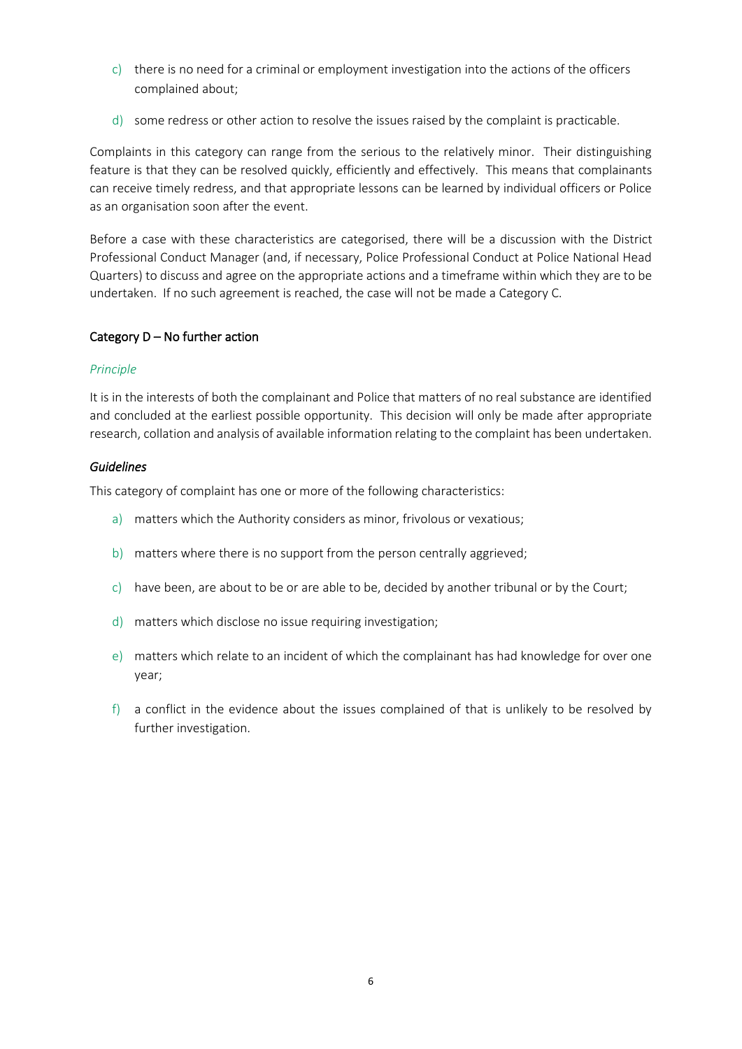c) there is no need for a criminal or employment investigation into the actions of the officers complained about;

d) some redress or other action to resolve the issues raised by the complaint is practicable.

Complaints in this category can range from the serious to the relatively minor. Their distinguishing feature is that they can be resolved quickly, efficiently and effectively. This means that complainants can receive timely redress, and that appropriate lessons can be learned by individual officers or Police as an organisation soon after the event.

Before a case with these characteristics are categorised, there will be a discussion with the District Professional Conduct Manager (and, if necessary, Police Professional Conduct at Police National Head Quarters) to discuss and agree on the appropriate actions and a timeframe within which they are to be undertaken. If no such agreement is reached, the case will not be made a Category C.

### Category D – No further action

*Principle*

It is in the interests of both the complainant and Police that matters of no real substance are identified and concluded at the earliest possible opportunity. This decision will only be made after appropriate research, collation and analysis of available information relating to the complaint has been undertaken.

*Guidelines*

This category of complaint has one or more of the following characteristics:

a) matters which the Authority considers as minor, frivolous or vexatious;

b) matters where there is no support from the person centrally aggrieved;

c) have been, are about to be or are able to be, decided by another tribunal or by the Court;

d) matters which disclose no issue requiring investigation;

e) matters which relate to an incident of which the complainant has had knowledge for over one year;

f) a conflict in the evidence about the issues complained of that is unlikely to be resolved by further investigation.